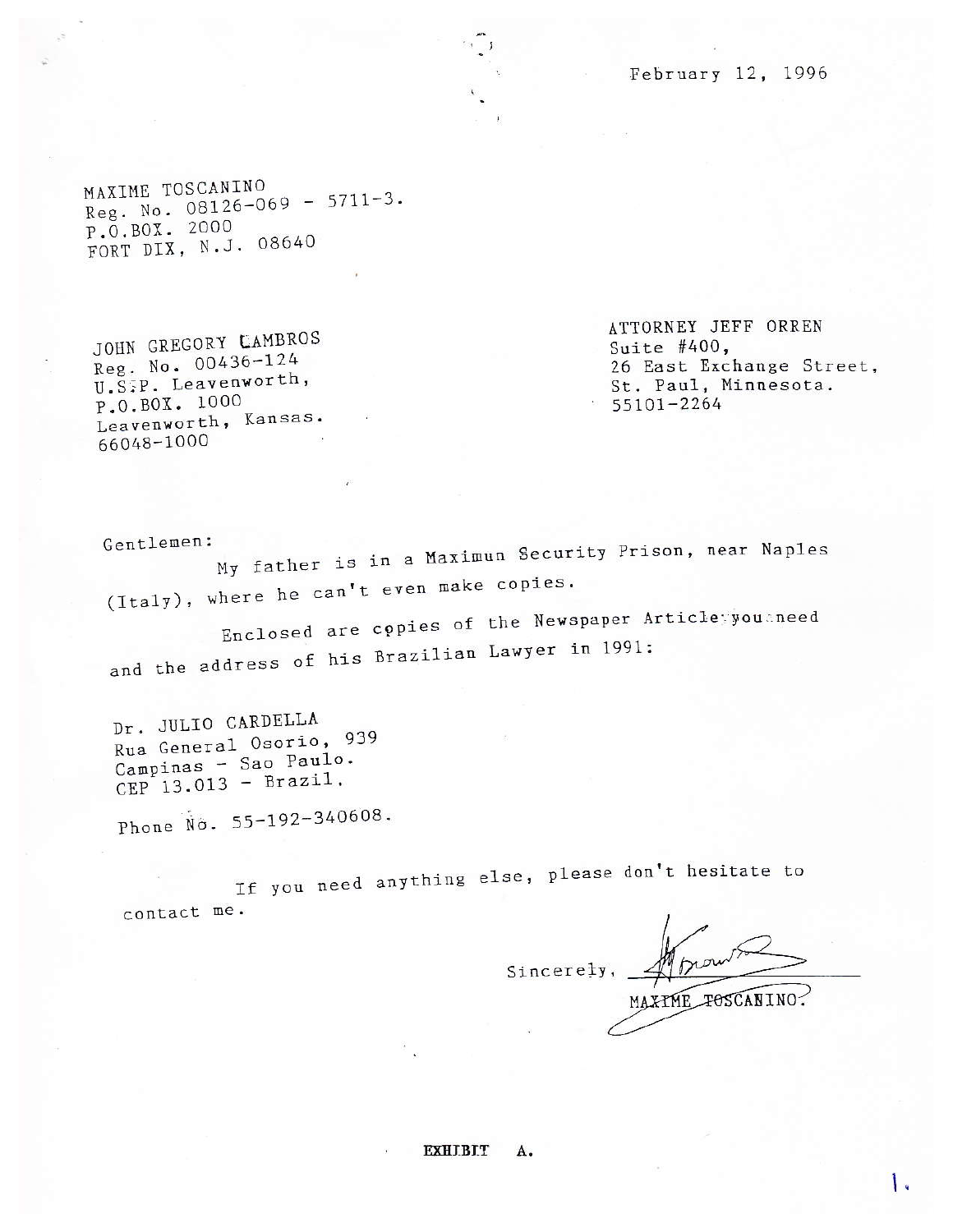February 12, 1996

MAXIME TOSCANINO
Reg. No. 08126-069 - 5711-3.
P.O.BOX. 2000
FORT DIX, N.J. 08640

JOHN GREGORY LAMBROS
Reg. No. 00436-124
U.S.P. Leavenworth,
P.O.BOX. 1000
Leavenworth, Kansas.
66048-1000

ATTORNEY JEFF ORREN
Suite #400,
26 East Exchange Street,
St. Paul, Minnesota.
55101-2264

Gentlemen:

My father is in a Maximun Security Prison, near Naples (Italy), where he can't even make copies.

Enclosed are copies of the Newspaper Article you need and the address of his Brazilian Lawyer in 1991:

Dr. JULIO CARDELLA
Rua General Osorio, 939
Campinas - Sao Paulo.
CEP 13.013 - Brazil.

Phone No. 55-192-340608.

If you need anything else, please don't hesitate to contact me.

Sincerely,

MAXIME TOSCANINO.

EXHIBIT A.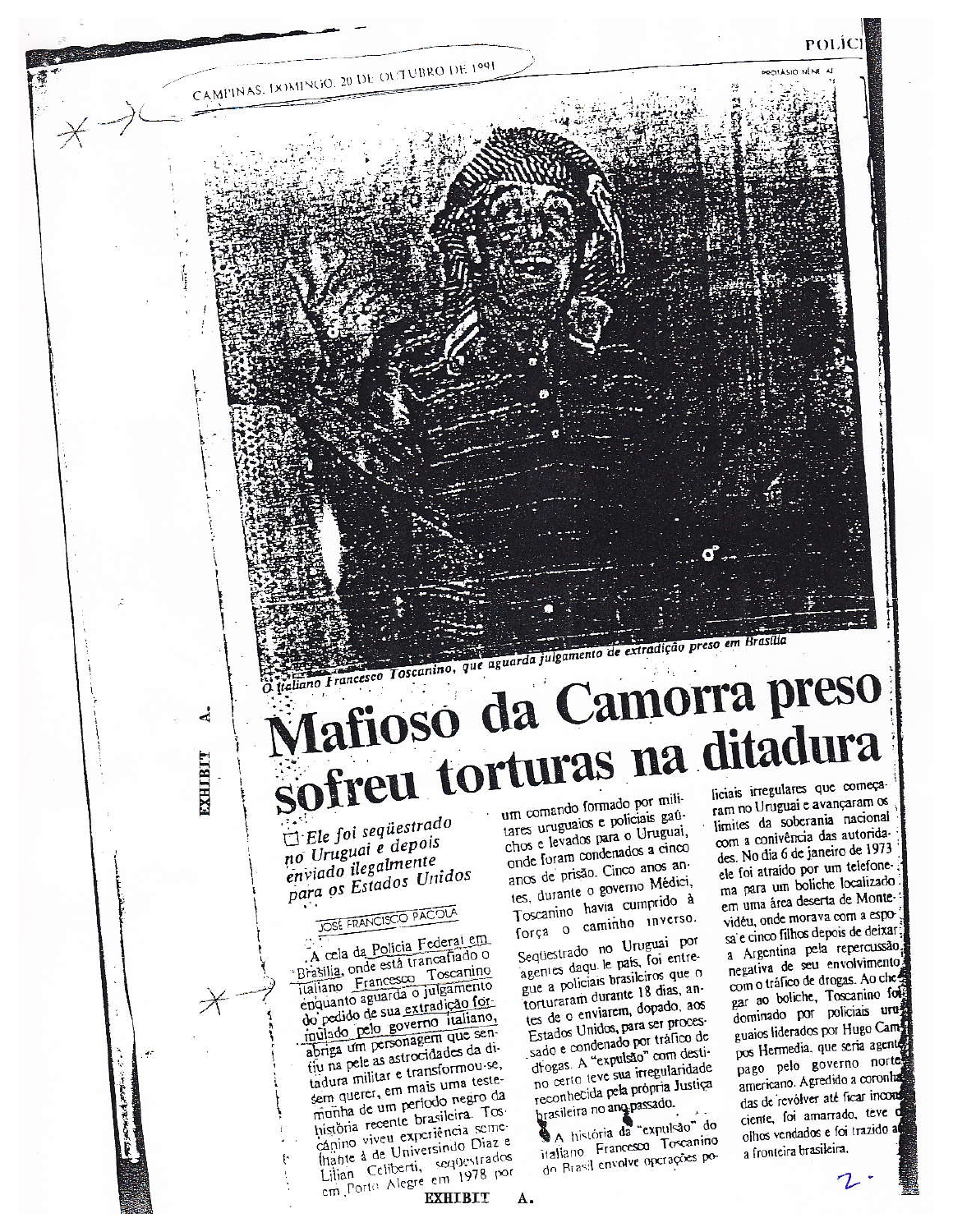CAMPINAS, DOMINGO, 20 DE OUTUBRO DE 1991

O italiano Francesco Toscanino, que aguarda julgamento de extradição preso em Brasília

# Mafioso da Camorra preso sofreu torturas na ditadura

*Ele foi seqüestrado no Uruguai e depois enviado ilegalmente para os Estados Unidos*

JOSÉ FRANCISCO PACOLA

A cela da Polícia Federal em Brasília, onde está trancafiado o italiano Francesco Toscanino enquanto aguarda o julgamento do pedido de sua extradição formulado pelo governo italiano, abriga um personagem que sentiu na pele as astrocidades da ditadura militar e transformou-se, sem querer, em mais uma testemunha de um período negro da história recente brasileira. Toscanino viveu experiência semelhante à de Universindo Diaz e Lilian Celiberti, seqüestrados em Porto Alegre em 1978 por um comando formado por militares uruguaios e policiais gaúchos e levados para o Uruguai, onde foram condenados a cinco anos de prisão. Cinco anos antes, durante o governo Médici, Toscanino havia cumprido à força o caminho inverso.

Seqüestrado no Uruguai por agentes daquele país, foi entregue a policiais brasileiros que o torturaram durante 18 dias, antes de o enviarem, dopado, aos Estados Unidos, para ser processado e condenado por tráfico de drogas. A "expulsão" com destino certo teve sua irregularidade reconhecida pela própria Justiça brasileira no ano passado.

A história da "expulsão" do italiano Francesco Toscanino do Brasil envolve operações policiais irregulares que começaram no Uruguai e avançaram os limites da soberania nacional com a conivência das autoridades. No dia 6 de janeiro de 1973 ele foi atraído por um telefonema para um boliche localizado em uma área deserta de Montevidéu, onde morava com a esposa e cinco filhos depois de deixar a Argentina pela repercussão negativa de seu envolvimento com o tráfico de drogas. Ao chegar ao boliche, Toscanino foi dominado por policiais uruguaios liderados por Hugo Campos Hermedia, que seria agente pago pelo governo norte-americano. Agredido a coronhadas de revólver até ficar inconsciente, foi amarrado, teve os olhos vendados e foi trazido até a fronteira brasileira.

EXHIBIT A.